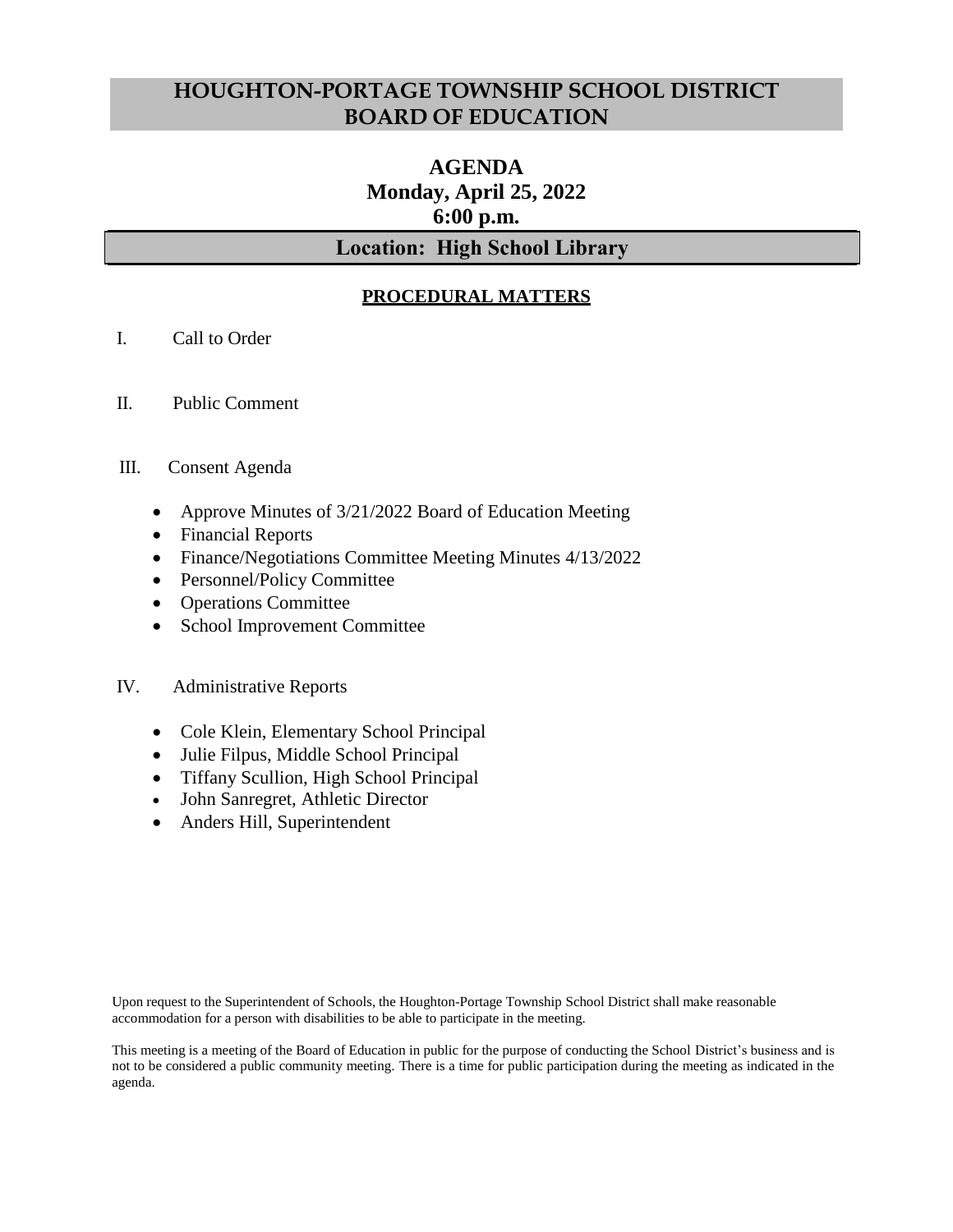# HOUGHTON-PORTAGE TOWNSHIP SCHOOL DISTRICT BOARD OF EDUCATION

## AGENDA
## Monday, April 25, 2022
## 6:00 p.m.

## Location: High School Library

### PROCEDURAL MATTERS

I. Call to Order

II. Public Comment

III. Consent Agenda

- Approve Minutes of 3/21/2022 Board of Education Meeting
- Financial Reports
- Finance/Negotiations Committee Meeting Minutes 4/13/2022
- Personnel/Policy Committee
- Operations Committee
- School Improvement Committee

IV. Administrative Reports

- Cole Klein, Elementary School Principal
- Julie Filpus, Middle School Principal
- Tiffany Scullion, High School Principal
- John Sanregret, Athletic Director
- Anders Hill, Superintendent

Upon request to the Superintendent of Schools, the Houghton-Portage Township School District shall make reasonable accommodation for a person with disabilities to be able to participate in the meeting.

This meeting is a meeting of the Board of Education in public for the purpose of conducting the School District's business and is not to be considered a public community meeting. There is a time for public participation during the meeting as indicated in the agenda.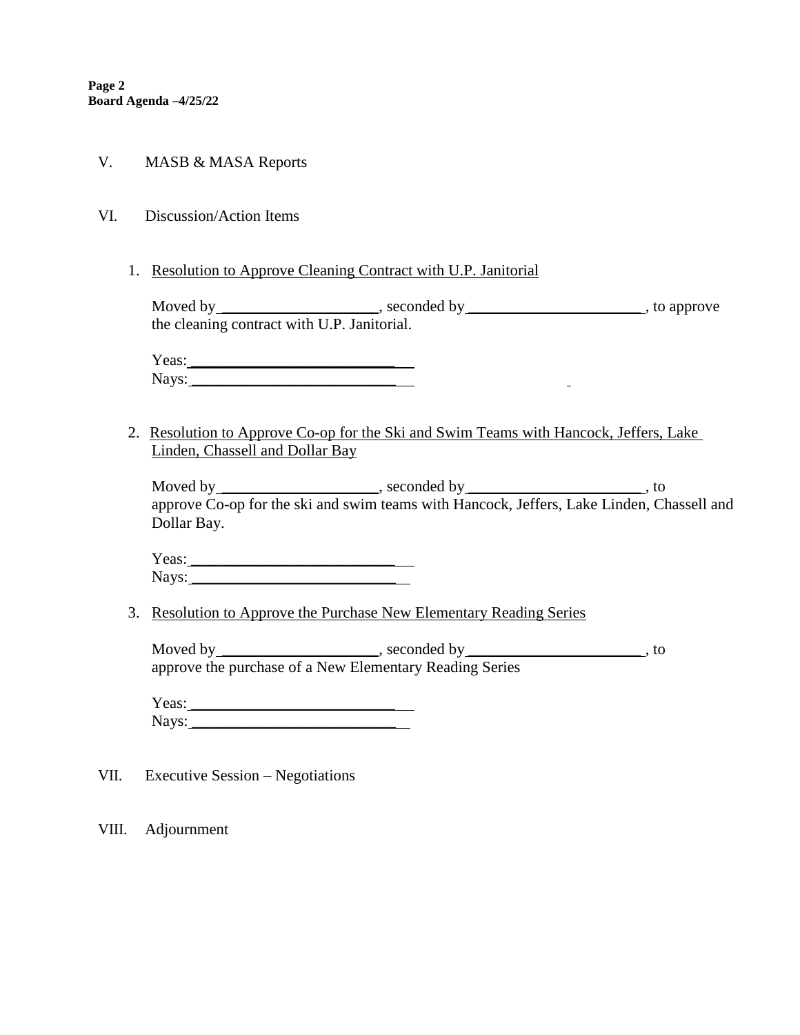V. MASB & MASA Reports

VI. Discussion/Action Items

1. Resolution to Approve Cleaning Contract with U.P. Janitorial

   Moved by ____________________, seconded by ______________________, to approve the cleaning contract with U.P. Janitorial.

   Yeas: ___________________________

   Nays: ___________________________

2. Resolution to Approve Co-op for the Ski and Swim Teams with Hancock, Jeffers, Lake Linden, Chassell and Dollar Bay

   Moved by ____________________, seconded by ______________________, to approve Co-op for the ski and swim teams with Hancock, Jeffers, Lake Linden, Chassell and Dollar Bay.

   Yeas: ___________________________

   Nays: ___________________________

3. Resolution to Approve the Purchase New Elementary Reading Series

   Moved by ____________________, seconded by ______________________, to approve the purchase of a New Elementary Reading Series

   Yeas: ___________________________

   Nays: ___________________________

VII. Executive Session – Negotiations

VIII. Adjournment